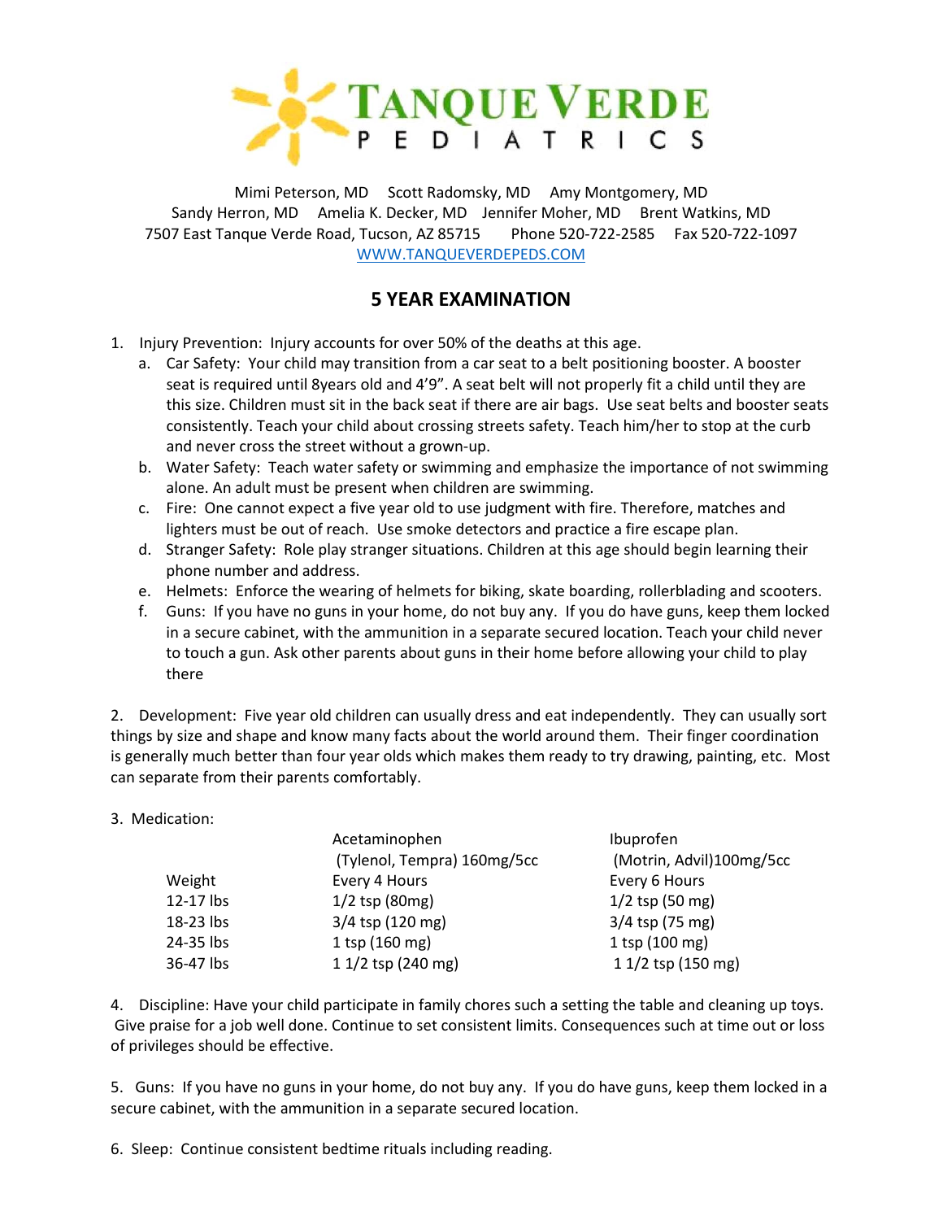# TANQUE VERDE PEDIATRICS

Mimi Peterson, MD   Scott Radomsky, MD   Amy Montgomery, MD
Sandy Herron, MD   Amelia K. Decker, MD   Jennifer Moher, MD   Brent Watkins, MD
7507 East Tanque Verde Road, Tucson, AZ 85715   Phone 520-722-2585   Fax 520-722-1097
WWW.TANQUEVERDEPEDS.COM

## 5 YEAR EXAMINATION

1. Injury Prevention: Injury accounts for over 50% of the deaths at this age.
   a. Car Safety: Your child may transition from a car seat to a belt positioning booster. A booster seat is required until 8years old and 4'9". A seat belt will not properly fit a child until they are this size. Children must sit in the back seat if there are air bags. Use seat belts and booster seats consistently. Teach your child about crossing streets safety. Teach him/her to stop at the curb and never cross the street without a grown-up.
   b. Water Safety: Teach water safety or swimming and emphasize the importance of not swimming alone. An adult must be present when children are swimming.
   c. Fire: One cannot expect a five year old to use judgment with fire. Therefore, matches and lighters must be out of reach. Use smoke detectors and practice a fire escape plan.
   d. Stranger Safety: Role play stranger situations. Children at this age should begin learning their phone number and address.
   e. Helmets: Enforce the wearing of helmets for biking, skate boarding, rollerblading and scooters.
   f. Guns: If you have no guns in your home, do not buy any. If you do have guns, keep them locked in a secure cabinet, with the ammunition in a separate secured location. Teach your child never to touch a gun. Ask other parents about guns in their home before allowing your child to play there

2. Development: Five year old children can usually dress and eat independently. They can usually sort things by size and shape and know many facts about the world around them. Their finger coordination is generally much better than four year olds which makes them ready to try drawing, painting, etc. Most can separate from their parents comfortably.

3. Medication:

| Weight | Acetaminophen (Tylenol, Tempra) 160mg/5cc Every 4 Hours | Ibuprofen (Motrin, Advil)100mg/5cc Every 6 Hours |
|---|---|---|
| 12-17 lbs | 1/2 tsp (80mg) | 1/2 tsp (50 mg) |
| 18-23 lbs | 3/4 tsp (120 mg) | 3/4 tsp (75 mg) |
| 24-35 lbs | 1 tsp (160 mg) | 1 tsp (100 mg) |
| 36-47 lbs | 1 1/2 tsp (240 mg) | 1 1/2 tsp (150 mg) |

4. Discipline: Have your child participate in family chores such a setting the table and cleaning up toys. Give praise for a job well done. Continue to set consistent limits. Consequences such at time out or loss of privileges should be effective.

5. Guns: If you have no guns in your home, do not buy any. If you do have guns, keep them locked in a secure cabinet, with the ammunition in a separate secured location.

6. Sleep: Continue consistent bedtime rituals including reading.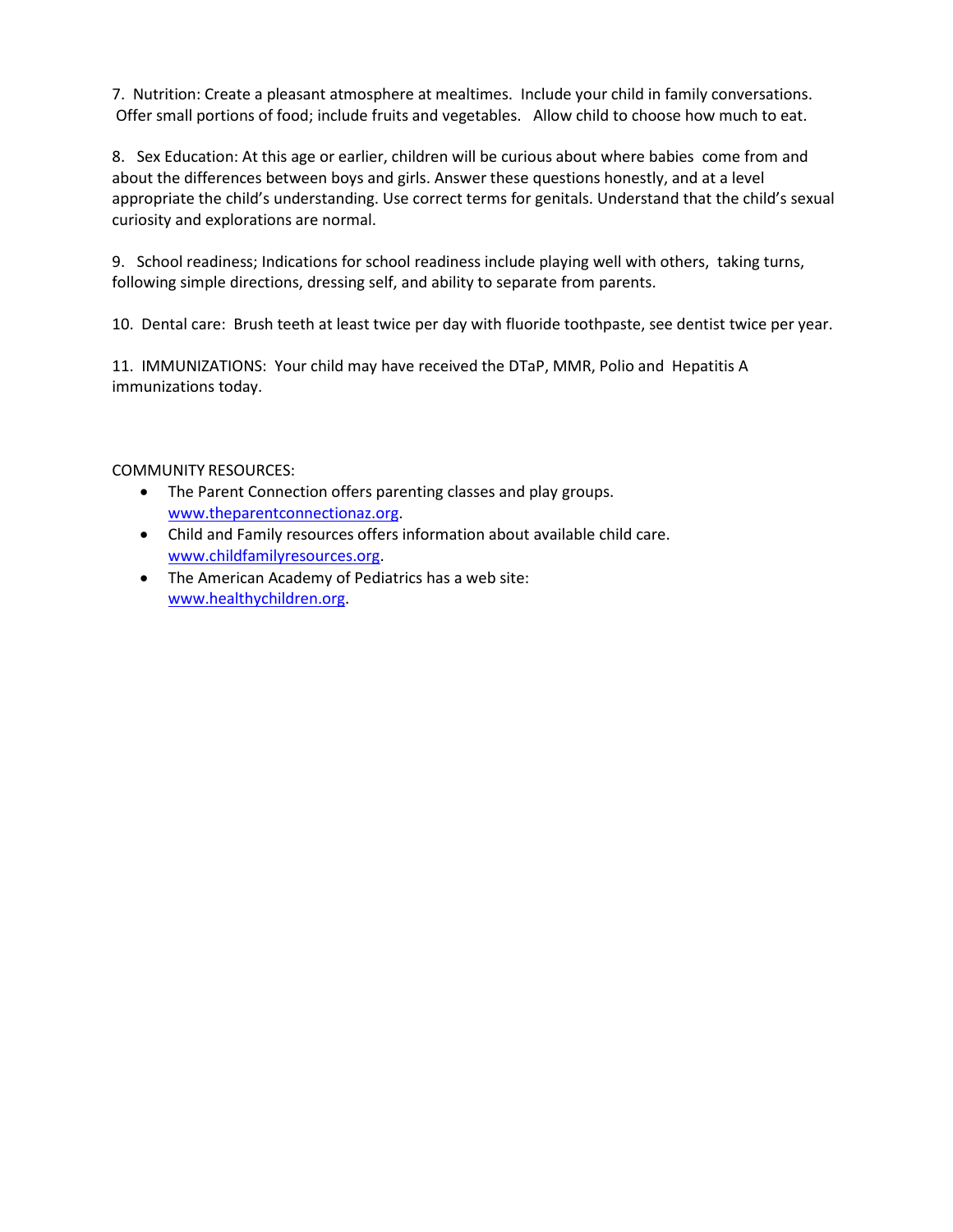7. Nutrition: Create a pleasant atmosphere at mealtimes. Include your child in family conversations. Offer small portions of food; include fruits and vegetables. Allow child to choose how much to eat.

8. Sex Education: At this age or earlier, children will be curious about where babies come from and about the differences between boys and girls. Answer these questions honestly, and at a level appropriate the child's understanding. Use correct terms for genitals. Understand that the child's sexual curiosity and explorations are normal.

9. School readiness; Indications for school readiness include playing well with others, taking turns, following simple directions, dressing self, and ability to separate from parents.

10. Dental care: Brush teeth at least twice per day with fluoride toothpaste, see dentist twice per year.

11. IMMUNIZATIONS: Your child may have received the DTaP, MMR, Polio and Hepatitis A immunizations today.

COMMUNITY RESOURCES:

- The Parent Connection offers parenting classes and play groups. www.theparentconnectionaz.org.
- Child and Family resources offers information about available child care. www.childfamilyresources.org.
- The American Academy of Pediatrics has a web site: www.healthychildren.org.